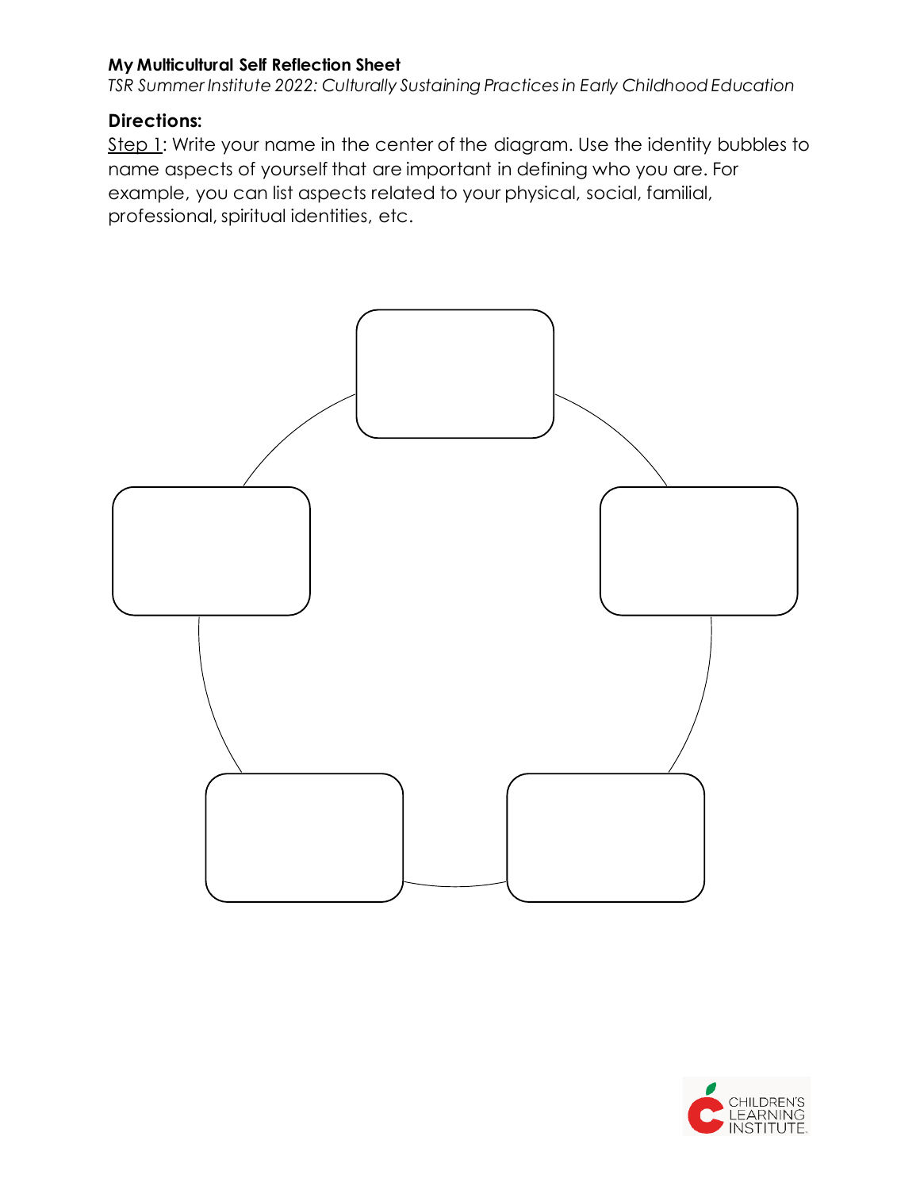**My Multicultural Self Reflection Sheet**

*TSR Summer Institute 2022: Culturally Sustaining Practices in Early Childhood Education*

**Directions:**

Step 1: Write your name in the center of the diagram. Use the identity bubbles to name aspects of yourself that are important in defining who you are. For example, you can list aspects related to your physical, social, familial, professional, spiritual identities, etc.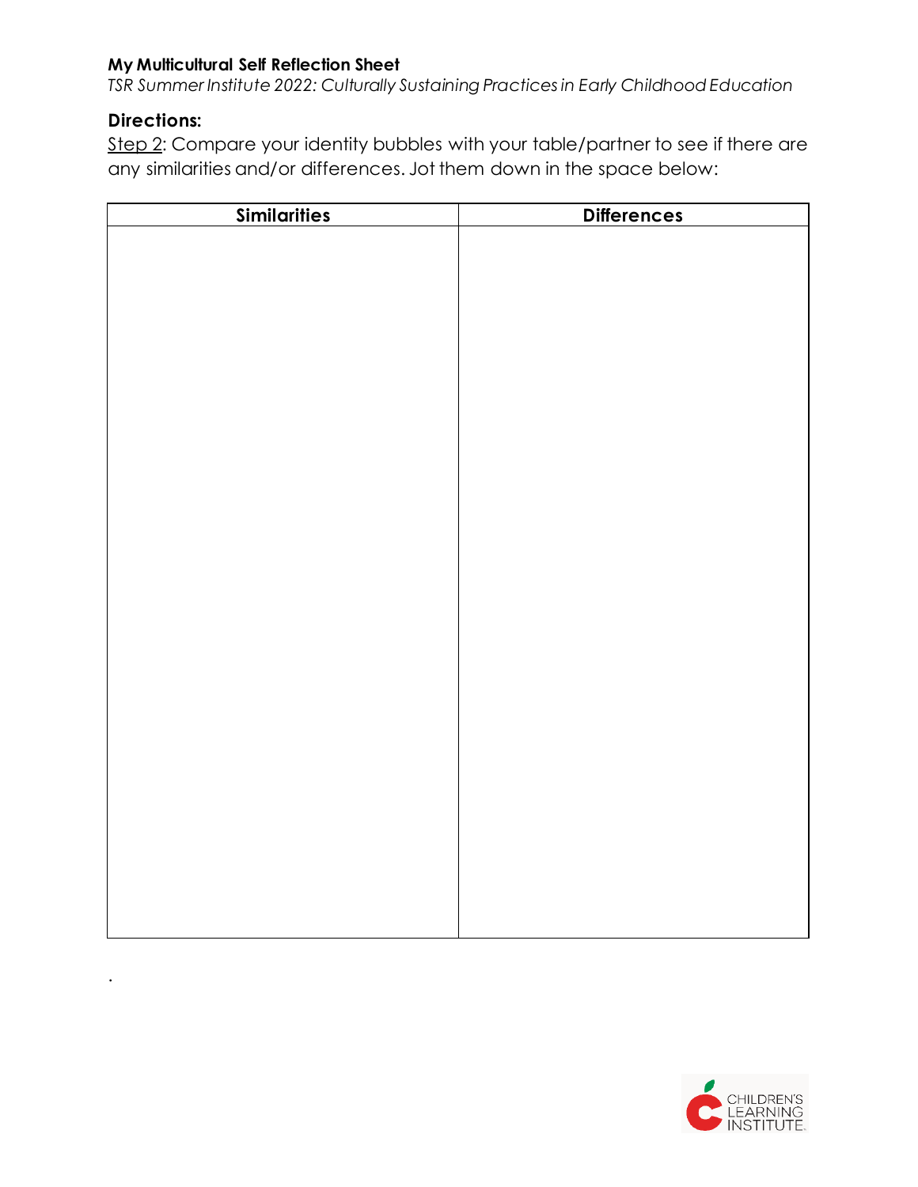**My Multicultural Self Reflection Sheet**

*TSR Summer Institute 2022: Culturally Sustaining Practices in Early Childhood Education*

**Directions:**

Step 2: Compare your identity bubbles with your table/partner to see if there are any similarities and/or differences. Jot them down in the space below:

| Similarities | Differences |
| --- | --- |
| | |

.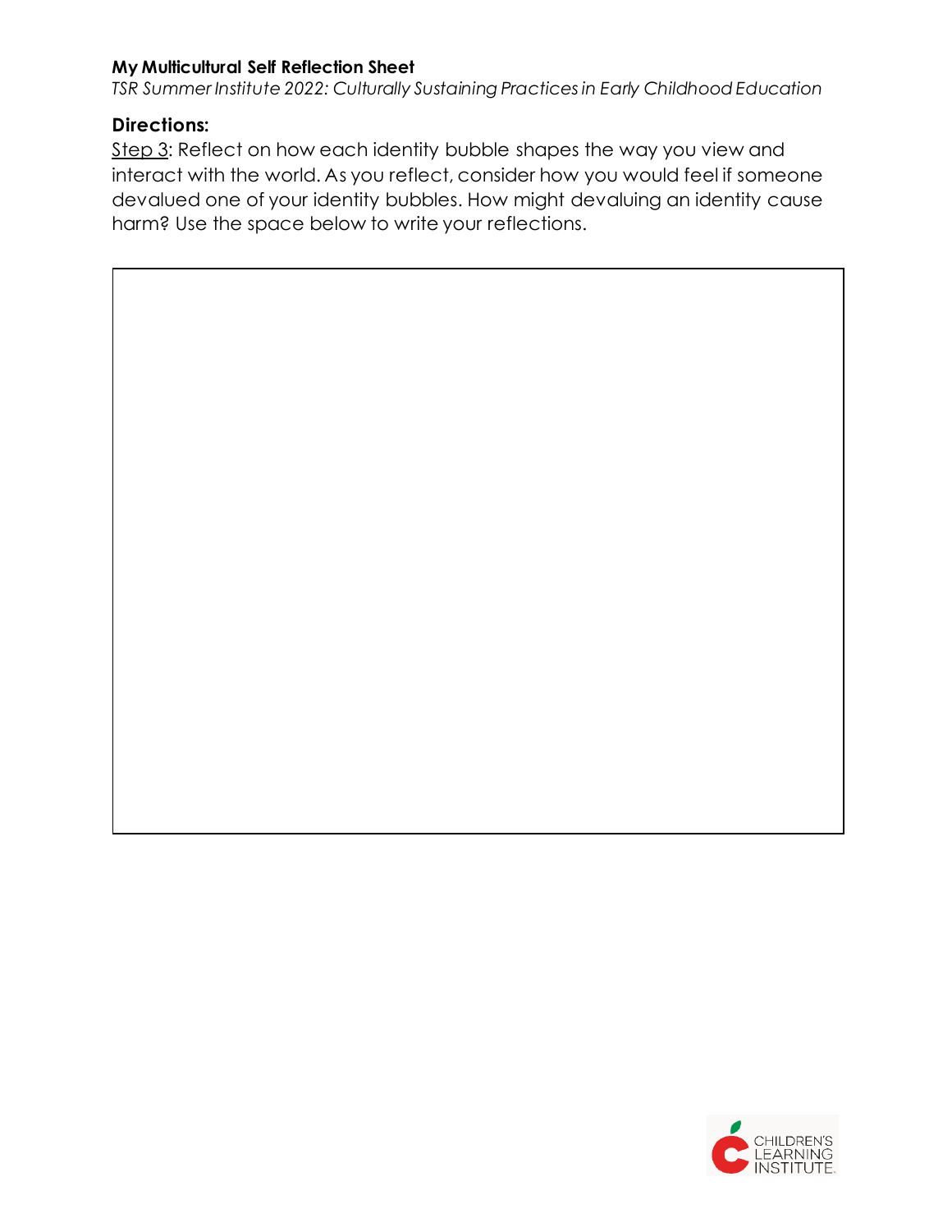**My Multicultural Self Reflection Sheet**

*TSR Summer Institute 2022: Culturally Sustaining Practices in Early Childhood Education*

### Directions:

Step 3: Reflect on how each identity bubble shapes the way you view and interact with the world. As you reflect, consider how you would feel if someone devalued one of your identity bubbles. How might devaluing an identity cause harm? Use the space below to write your reflections.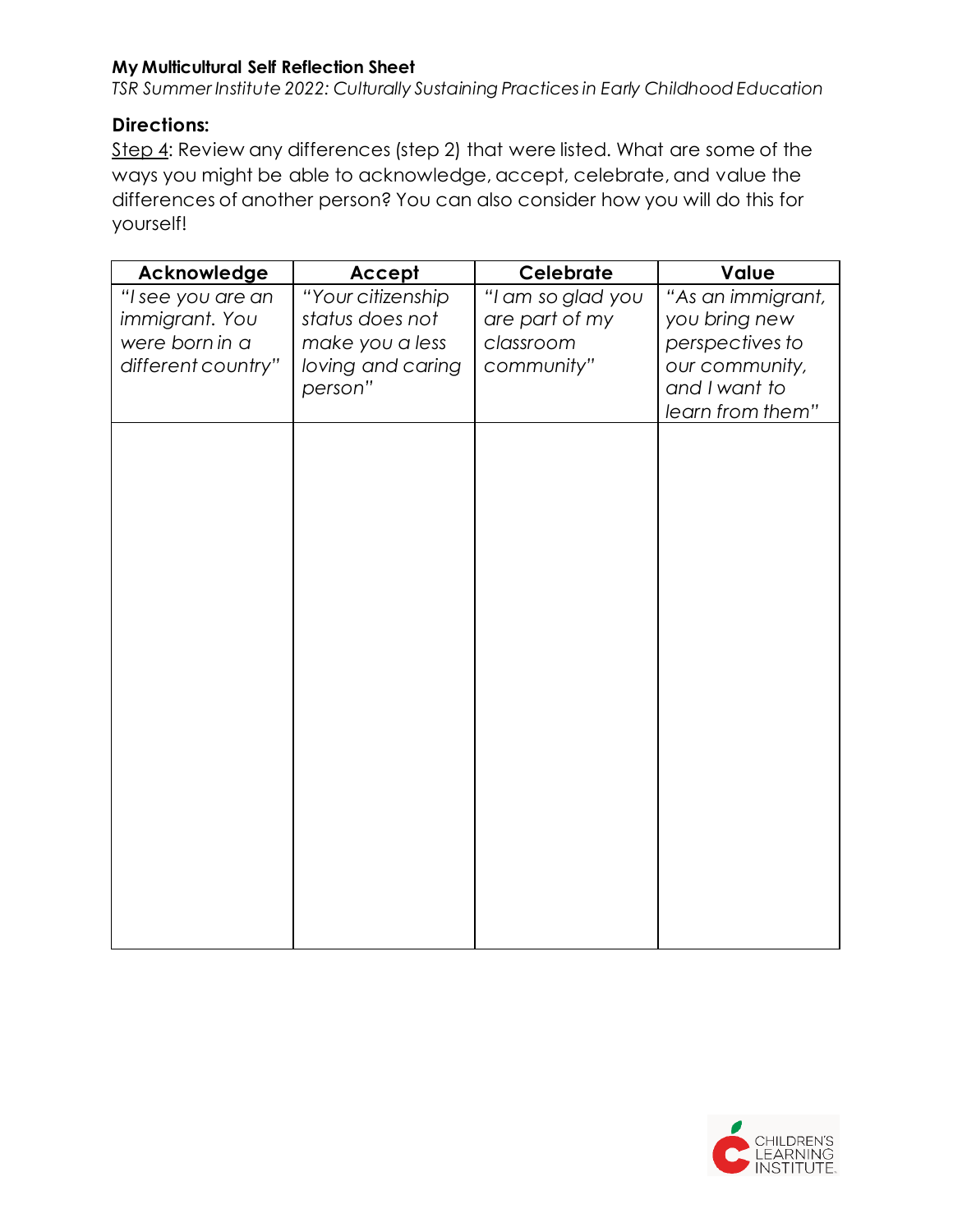**My Multicultural Self Reflection Sheet**

*TSR Summer Institute 2022: Culturally Sustaining Practices in Early Childhood Education*

**Directions:**

Step 4: Review any differences (step 2) that were listed. What are some of the ways you might be able to acknowledge, accept, celebrate, and value the differences of another person? You can also consider how you will do this for yourself!

| Acknowledge | Accept | Celebrate | Value |
|---|---|---|---|
| *"I see you are an immigrant. You were born in a different country"* | *"Your citizenship status does not make you a less loving and caring person"* | *"I am so glad you are part of my classroom community"* | *"As an immigrant, you bring new perspectives to our community, and I want to learn from them"* |
| | | | |